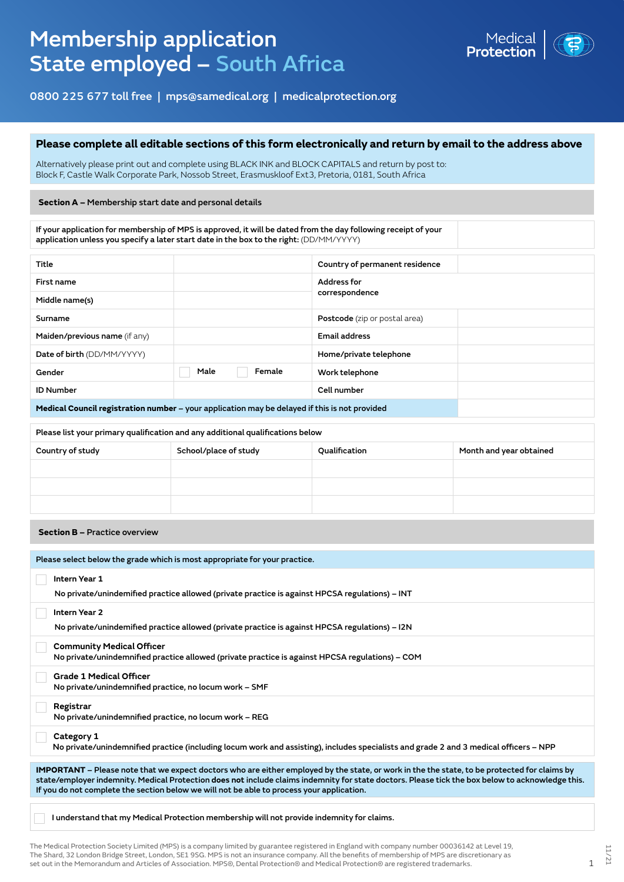# Membership application State employed – South Africa

Medical Protection

0800 225 677 toll free | mps@samedical.org | medicalprotection.org

**Please complete all editable sections of this form electronically and return by email to the address above**

Alternatively please print out and complete using BLACK INK and BLOCK CAPITALS and return by post to:
Block F, Castle Walk Corporate Park, Nossob Street, Erasmuskloof Ext3, Pretoria, 0181, South Africa

## Section A – Membership start date and personal details

| If your application for membership of MPS is approved, it will be dated from the day following receipt of your application unless you specify a later start date in the box to the right: (DD/MM/YYYY) | |
|---|---|

| | | | |
|---|---|---|---|
| Title | | Country of permanent residence | |
| First name | | Address for correspondence | |
| Middle name(s) | | | |
| Surname | | Postcode (zip or postal area) | |
| Maiden/previous name (if any) | | Email address | |
| Date of birth (DD/MM/YYYY) | | Home/private telephone | |
| Gender | ☐ Male ☐ Female | Work telephone | |
| ID Number | | Cell number | |
| **Medical Council registration number** – your application may be delayed if this is not provided | | | |

Please list your primary qualification and any additional qualifications below

| Country of study | School/place of study | Qualification | Month and year obtained |
|---|---|---|---|
| | | | |
| | | | |
| | | | |

## Section B – Practice overview

Please select below the grade which is most appropriate for your practice.

☐ **Intern Year 1**
No private/unindemified practice allowed (private practice is against HPCSA regulations) – INT

☐ **Intern Year 2**
No private/unindemified practice allowed (private practice is against HPCSA regulations) – I2N

☐ **Community Medical Officer**
No private/unindemnified practice allowed (private practice is against HPCSA regulations) – COM

☐ **Grade 1 Medical Officer**
No private/unindemnified practice, no locum work – SMF

☐ **Registrar**
No private/unindemnified practice, no locum work – REG

☐ **Category 1**
No private/unindemnified practice (including locum work and assisting), includes specialists and grade 2 and 3 medical officers – NPP

**IMPORTANT** – Please note that we expect doctors who are either employed by the state, or work in the the state, to be protected for claims by state/employer indemnity. Medical Protection **does not** include claims indemnity for state doctors. Please tick the box below to acknowledge this. If you do not complete the section below we will not be able to process your application.

☐ I understand that my Medical Protection membership will not provide indemnity for claims.

The Medical Protection Society Limited (MPS) is a company limited by guarantee registered in England with company number 00036142 at Level 19, The Shard, 32 London Bridge Street, London, SE1 9SG. MPS is not an insurance company. All the benefits of membership of MPS are discretionary as set out in the Memorandum and Articles of Association. MPS®, Dental Protection® and Medical Protection® are registered trademarks.

11/21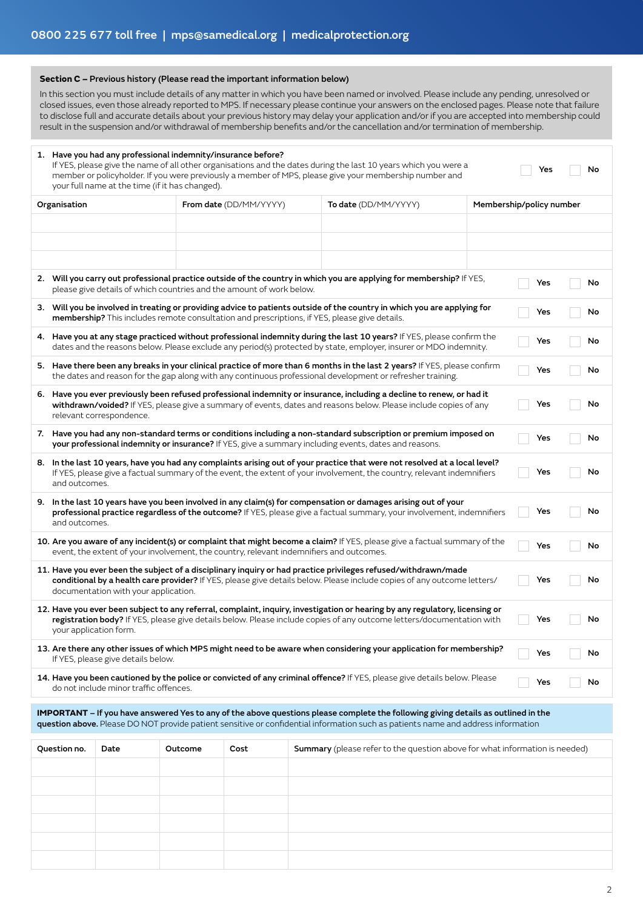0800 225 677 toll free | mps@samedical.org | medicalprotection.org

## Section C – Previous history (Please read the important information below)

In this section you must include details of any matter in which you have been named or involved. Please include any pending, unresolved or closed issues, even those already reported to MPS. If necessary please continue your answers on the enclosed pages. Please note that failure to disclose full and accurate details about your previous history may delay your application and/or if you are accepted into membership could result in the suspension and/or withdrawal of membership benefits and/or the cancellation and/or termination of membership.

1. **Have you had any professional indemnity/insurance before?**
   If YES, please give the name of all other organisations and the dates during the last 10 years which you were a member or policyholder. If you were previously a member of MPS, please give your membership number and your full name at the time (if it has changed). ☐ Yes ☐ No

| Organisation | From date (DD/MM/YYYY) | To date (DD/MM/YYYY) | Membership/policy number |
|---|---|---|---|
| | | | |
| | | | |
| | | | |

2. **Will you carry out professional practice outside of the country in which you are applying for membership?** If YES, please give details of which countries and the amount of work below. ☐ Yes ☐ No

3. **Will you be involved in treating or providing advice to patients outside of the country in which you are applying for membership?** This includes remote consultation and prescriptions, if YES, please give details. ☐ Yes ☐ No

4. **Have you at any stage practiced without professional indemnity during the last 10 years?** If YES, please confirm the dates and the reasons below. Please exclude any period(s) protected by state, employer, insurer or MDO indemnity. ☐ Yes ☐ No

5. **Have there been any breaks in your clinical practice of more than 6 months in the last 2 years?** If YES, please confirm the dates and reason for the gap along with any continuous professional development or refresher training. ☐ Yes ☐ No

6. **Have you ever previously been refused professional indemnity or insurance, including a decline to renew, or had it withdrawn/voided?** If YES, please give a summary of events, dates and reasons below. Please include copies of any relevant correspondence. ☐ Yes ☐ No

7. **Have you had any non-standard terms or conditions including a non-standard subscription or premium imposed on your professional indemnity or insurance?** If YES, give a summary including events, dates and reasons. ☐ Yes ☐ No

8. **In the last 10 years, have you had any complaints arising out of your practice that were not resolved at a local level?** If YES, please give a factual summary of the event, the extent of your involvement, the country, relevant indemnifiers and outcomes. ☐ Yes ☐ No

9. **In the last 10 years have you been involved in any claim(s) for compensation or damages arising out of your professional practice regardless of the outcome?** If YES, please give a factual summary, your involvement, indemnifiers and outcomes. ☐ Yes ☐ No

10. **Are you aware of any incident(s) or complaint that might become a claim?** If YES, please give a factual summary of the event, the extent of your involvement, the country, relevant indemnifiers and outcomes. ☐ Yes ☐ No

11. **Have you ever been the subject of a disciplinary inquiry or had practice privileges refused/withdrawn/made conditional by a health care provider?** If YES, please give details below. Please include copies of any outcome letters/documentation with your application. ☐ Yes ☐ No

12. **Have you ever been subject to any referral, complaint, inquiry, investigation or hearing by any regulatory, licensing or registration body?** If YES, please give details below. Please include copies of any outcome letters/documentation with your application form. ☐ Yes ☐ No

13. **Are there any other issues of which MPS might need to be aware when considering your application for membership?** If YES, please give details below. ☐ Yes ☐ No

14. **Have you been cautioned by the police or convicted of any criminal offence?** If YES, please give details below. Please do not include minor traffic offences. ☐ Yes ☐ No

**IMPORTANT – If you have answered Yes to any of the above questions please complete the following giving details as outlined in the question above.** Please DO NOT provide patient sensitive or confidential information such as patients name and address information

| Question no. | Date | Outcome | Cost | Summary (please refer to the question above for what information is needed) |
|---|---|---|---|---|
| | | | | |
| | | | | |
| | | | | |
| | | | | |
| | | | | |
| | | | | |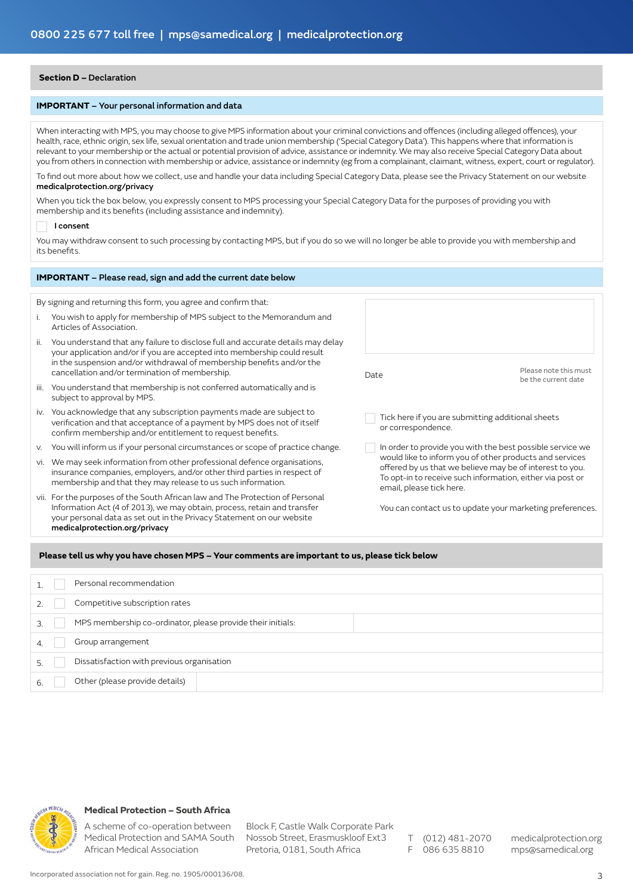## Section D – Declaration

### IMPORTANT – Your personal information and data

When interacting with MPS, you may choose to give MPS information about your criminal convictions and offences (including alleged offences), your health, race, ethnic origin, sex life, sexual orientation and trade union membership ('Special Category Data'). This happens where that information is relevant to your membership or the actual or potential provision of advice, assistance or indemnity. We may also receive Special Category Data about you from others in connection with membership or advice, assistance or indemnity (eg from a complainant, claimant, witness, expert, court or regulator).

To find out more about how we collect, use and handle your data including Special Category Data, please see the Privacy Statement on our website **medicalprotection.org/privacy**

When you tick the box below, you expressly consent to MPS processing your Special Category Data for the purposes of providing you with membership and its benefits (including assistance and indemnity).

☐ **I consent**

You may withdraw consent to such processing by contacting MPS, but if you do so we will no longer be able to provide you with membership and its benefits.

### IMPORTANT – Please read, sign and add the current date below

By signing and returning this form, you agree and confirm that:

i. You wish to apply for membership of MPS subject to the Memorandum and Articles of Association.

ii. You understand that any failure to disclose full and accurate details may delay your application and/or if you are accepted into membership could result in the suspension and/or withdrawal of membership benefits and/or the cancellation and/or termination of membership.

iii. You understand that membership is not conferred automatically and is subject to approval by MPS.

iv. You acknowledge that any subscription payments made are subject to verification and that acceptance of a payment by MPS does not of itself confirm membership and/or entitlement to request benefits.

v. You will inform us if your personal circumstances or scope of practice change.

vi. We may seek information from other professional defence organisations, insurance companies, employers, and/or other third parties in respect of membership and that they may release to us such information.

vii. For the purposes of the South African law and The Protection of Personal Information Act (4 of 2013), we may obtain, process, retain and transfer your personal data as set out in the Privacy Statement on our website **medicalprotection.org/privacy**

Date ____________ Please note this must be the current date

☐ Tick here if you are submitting additional sheets or correspondence.

☐ In order to provide you with the best possible service we would like to inform you of other products and services offered by us that we believe may be of interest to you. To opt-in to receive such information, either via post or email, please tick here.

You can contact us to update your marketing preferences.

### Please tell us why you have chosen MPS – Your comments are important to us, please tick below

| | | | |
|---|---|---|---|
| 1. | ☐ | Personal recommendation | |
| 2. | ☐ | Competitive subscription rates | |
| 3. | ☐ | MPS membership co-ordinator, please provide their initials: | |
| 4. | ☐ | Group arrangement | |
| 5. | ☐ | Dissatisfaction with previous organisation | |
| 6. | ☐ | Other (please provide details) | |

**Medical Protection – South Africa**

A scheme of co-operation between Medical Protection and SAMA South African Medical Association

Block F, Castle Walk Corporate Park
Nossob Street, Erasmuskloof Ext3
Pretoria, 0181, South Africa

T (012) 481-2070
F 086 635 8810

medicalprotection.org
mps@samedical.org

Incorporated association not for gain. Reg. no. 1905/000136/08.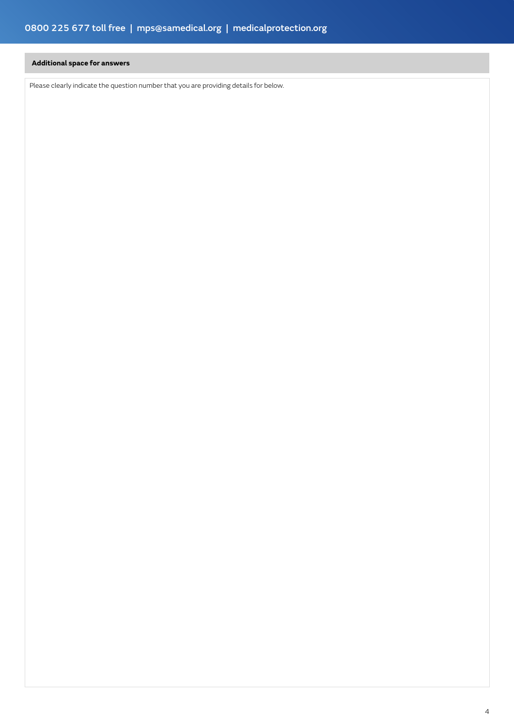**Additional space for answers**

Please clearly indicate the question number that you are providing details for below.